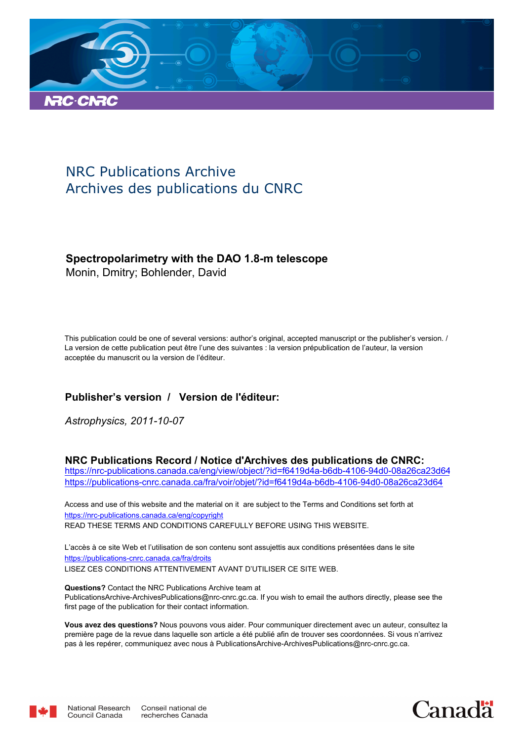NRC Publications Archive
Archives des publications du CNRC

**Spectropolarimetry with the DAO 1.8-m telescope**
Monin, Dmitry; Bohlender, David

This publication could be one of several versions: author's original, accepted manuscript or the publisher's version. / La version de cette publication peut être l'une des suivantes : la version prépublication de l'auteur, la version acceptée du manuscrit ou la version de l'éditeur.

**Publisher's version / Version de l'éditeur:**

*Astrophysics, 2011-10-07*

**NRC Publications Record / Notice d'Archives des publications de CNRC:**
https://nrc-publications.canada.ca/eng/view/object/?id=f6419d4a-b6db-4106-94d0-08a26ca23d64
https://publications-cnrc.canada.ca/fra/voir/objet/?id=f6419d4a-b6db-4106-94d0-08a26ca23d64

Access and use of this website and the material on it are subject to the Terms and Conditions set forth at https://nrc-publications.canada.ca/eng/copyright
READ THESE TERMS AND CONDITIONS CAREFULLY BEFORE USING THIS WEBSITE.

L'accès à ce site Web et l'utilisation de son contenu sont assujettis aux conditions présentées dans le site https://publications-cnrc.canada.ca/fra/droits
LISEZ CES CONDITIONS ATTENTIVEMENT AVANT D'UTILISER CE SITE WEB.

**Questions?** Contact the NRC Publications Archive team at PublicationsArchive-ArchivesPublications@nrc-cnrc.gc.ca. If you wish to email the authors directly, please see the first page of the publication for their contact information.

**Vous avez des questions?** Nous pouvons vous aider. Pour communiquer directement avec un auteur, consultez la première page de la revue dans laquelle son article a été publié afin de trouver ses coordonnées. Si vous n'arrivez pas à les repérer, communiquez avec nous à PublicationsArchive-ArchivesPublications@nrc-cnrc.gc.ca.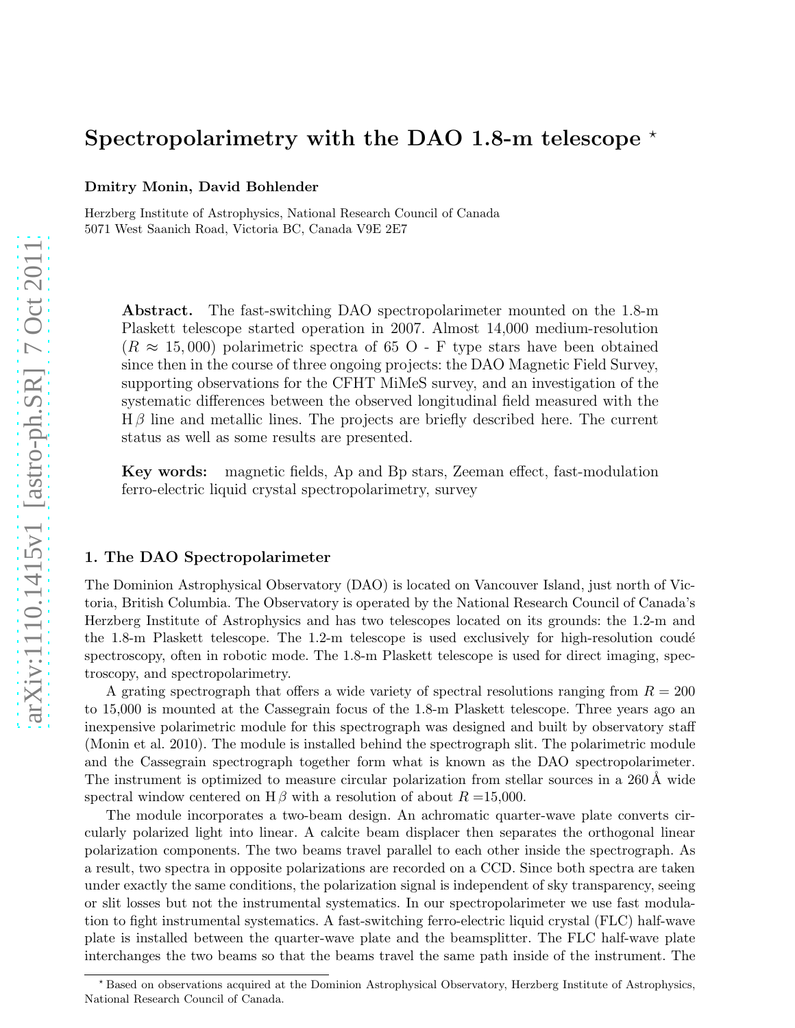# Spectropolarimetry with the DAO 1.8-m telescope *

**Dmitry Monin, David Bohlender**

Herzberg Institute of Astrophysics, National Research Council of Canada
5071 West Saanich Road, Victoria BC, Canada V9E 2E7

> **Abstract.** The fast-switching DAO spectropolarimeter mounted on the 1.8-m Plaskett telescope started operation in 2007. Almost 14,000 medium-resolution ($R \approx 15,000$) polarimetric spectra of 65 O - F type stars have been obtained since then in the course of three ongoing projects: the DAO Magnetic Field Survey, supporting observations for the CFHT MiMeS survey, and an investigation of the systematic differences between the observed longitudinal field measured with the H $\beta$ line and metallic lines. The projects are briefly described here. The current status as well as some results are presented.
>
> **Key words:** magnetic fields, Ap and Bp stars, Zeeman effect, fast-modulation ferro-electric liquid crystal spectropolarimetry, survey

## 1. The DAO Spectropolarimeter

The Dominion Astrophysical Observatory (DAO) is located on Vancouver Island, just north of Victoria, British Columbia. The Observatory is operated by the National Research Council of Canada's Herzberg Institute of Astrophysics and has two telescopes located on its grounds: the 1.2-m and the 1.8-m Plaskett telescope. The 1.2-m telescope is used exclusively for high-resolution coudé spectroscopy, often in robotic mode. The 1.8-m Plaskett telescope is used for direct imaging, spectroscopy, and spectropolarimetry.

A grating spectrograph that offers a wide variety of spectral resolutions ranging from $R = 200$ to 15,000 is mounted at the Cassegrain focus of the 1.8-m Plaskett telescope. Three years ago an inexpensive polarimetric module for this spectrograph was designed and built by observatory staff (Monin et al. 2010). The module is installed behind the spectrograph slit. The polarimetric module and the Cassegrain spectrograph together form what is known as the DAO spectropolarimeter. The instrument is optimized to measure circular polarization from stellar sources in a 260 Å wide spectral window centered on H $\beta$ with a resolution of about $R$ =15,000.

The module incorporates a two-beam design. An achromatic quarter-wave plate converts circularly polarized light into linear. A calcite beam displacer then separates the orthogonal linear polarization components. The two beams travel parallel to each other inside the spectrograph. As a result, two spectra in opposite polarizations are recorded on a CCD. Since both spectra are taken under exactly the same conditions, the polarization signal is independent of sky transparency, seeing or slit losses but not the instrumental systematics. In our spectropolarimeter we use fast modulation to fight instrumental systematics. A fast-switching ferro-electric liquid crystal (FLC) half-wave plate is installed between the quarter-wave plate and the beamsplitter. The FLC half-wave plate interchanges the two beams so that the beams travel the same path inside of the instrument. The

* Based on observations acquired at the Dominion Astrophysical Observatory, Herzberg Institute of Astrophysics, National Research Council of Canada.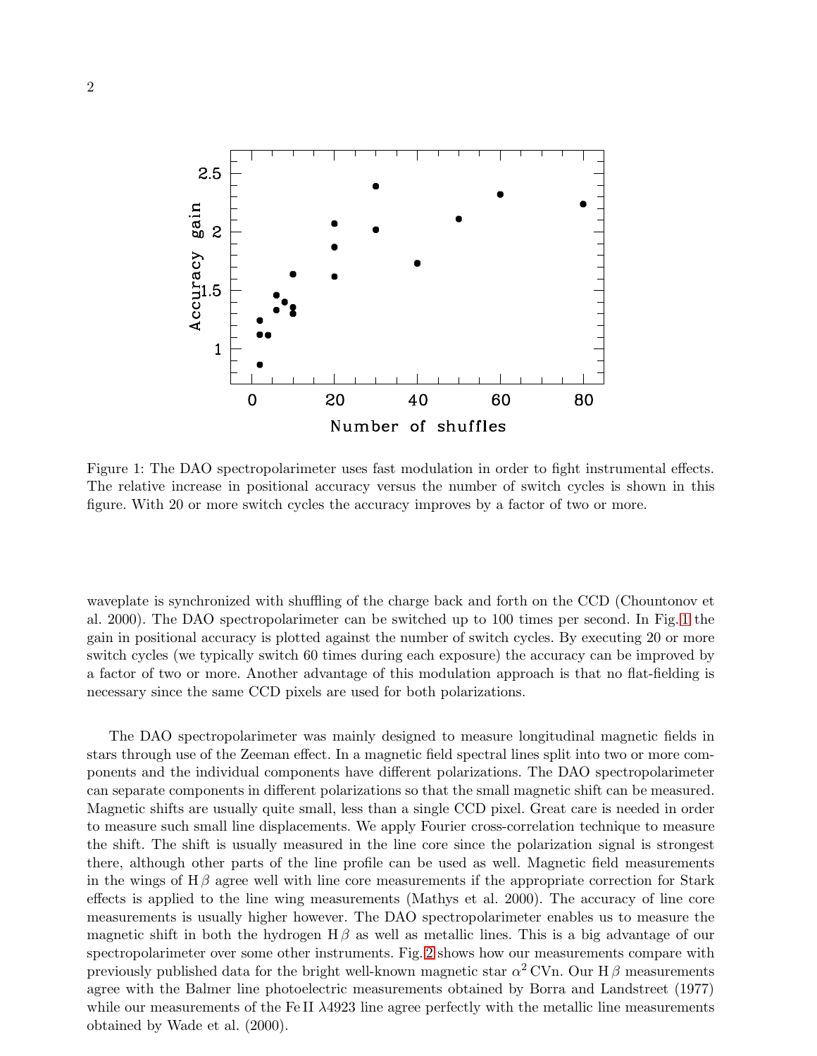Figure 1: The DAO spectropolarimeter uses fast modulation in order to fight instrumental effects. The relative increase in positional accuracy versus the number of switch cycles is shown in this figure. With 20 or more switch cycles the accuracy improves by a factor of two or more.

waveplate is synchronized with shuffling of the charge back and forth on the CCD (Chountonov et al. 2000). The DAO spectropolarimeter can be switched up to 100 times per second. In Fig. 1 the gain in positional accuracy is plotted against the number of switch cycles. By executing 20 or more switch cycles (we typically switch 60 times during each exposure) the accuracy can be improved by a factor of two or more. Another advantage of this modulation approach is that no flat-fielding is necessary since the same CCD pixels are used for both polarizations.

The DAO spectropolarimeter was mainly designed to measure longitudinal magnetic fields in stars through use of the Zeeman effect. In a magnetic field spectral lines split into two or more components and the individual components have different polarizations. The DAO spectropolarimeter can separate components in different polarizations so that the small magnetic shift can be measured. Magnetic shifts are usually quite small, less than a single CCD pixel. Great care is needed in order to measure such small line displacements. We apply Fourier cross-correlation technique to measure the shift. The shift is usually measured in the line core since the polarization signal is strongest there, although other parts of the line profile can be used as well. Magnetic field measurements in the wings of H $\beta$ agree well with line core measurements if the appropriate correction for Stark effects is applied to the line wing measurements (Mathys et al. 2000). The accuracy of line core measurements is usually higher however. The DAO spectropolarimeter enables us to measure the magnetic shift in both the hydrogen H $\beta$ as well as metallic lines. This is a big advantage of our spectropolarimeter over some other instruments. Fig. 2 shows how our measurements compare with previously published data for the bright well-known magnetic star $\alpha^2$ CVn. Our H $\beta$ measurements agree with the Balmer line photoelectric measurements obtained by Borra and Landstreet (1977) while our measurements of the Fe II $\lambda$4923 line agree perfectly with the metallic line measurements obtained by Wade et al. (2000).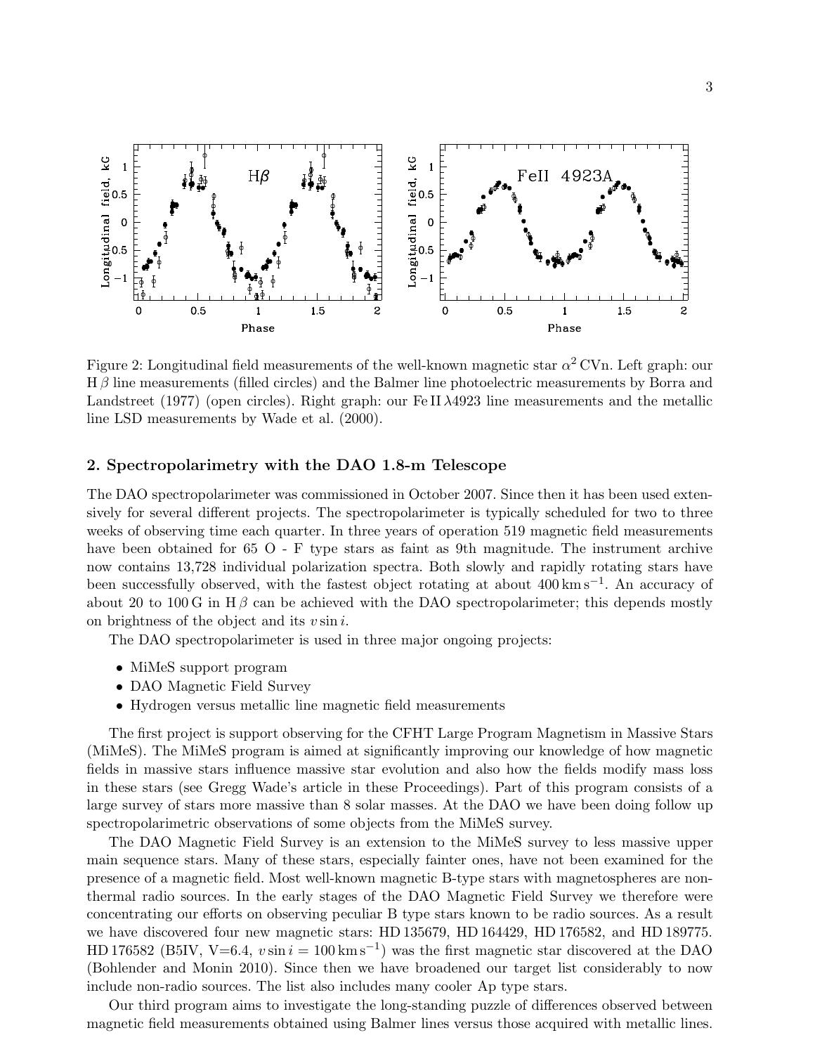Figure 2: Longitudinal field measurements of the well-known magnetic star $\alpha^2$ CVn. Left graph: our H $\beta$ line measurements (filled circles) and the Balmer line photoelectric measurements by Borra and Landstreet (1977) (open circles). Right graph: our Fe II $\lambda$4923 line measurements and the metallic line LSD measurements by Wade et al. (2000).

## 2. Spectropolarimetry with the DAO 1.8-m Telescope

The DAO spectropolarimeter was commissioned in October 2007. Since then it has been used extensively for several different projects. The spectropolarimeter is typically scheduled for two to three weeks of observing time each quarter. In three years of operation 519 magnetic field measurements have been obtained for 65 O - F type stars as faint as 9th magnitude. The instrument archive now contains 13,728 individual polarization spectra. Both slowly and rapidly rotating stars have been successfully observed, with the fastest object rotating at about 400 km s$^{-1}$. An accuracy of about 20 to 100 G in H $\beta$ can be achieved with the DAO spectropolarimeter; this depends mostly on brightness of the object and its $v \sin i$.

The DAO spectropolarimeter is used in three major ongoing projects:

- MiMeS support program
- DAO Magnetic Field Survey
- Hydrogen versus metallic line magnetic field measurements

The first project is support observing for the CFHT Large Program Magnetism in Massive Stars (MiMeS). The MiMeS program is aimed at significantly improving our knowledge of how magnetic fields in massive stars influence massive star evolution and also how the fields modify mass loss in these stars (see Gregg Wade's article in these Proceedings). Part of this program consists of a large survey of stars more massive than 8 solar masses. At the DAO we have been doing follow up spectropolarimetric observations of some objects from the MiMeS survey.

The DAO Magnetic Field Survey is an extension to the MiMeS survey to less massive upper main sequence stars. Many of these stars, especially fainter ones, have not been examined for the presence of a magnetic field. Most well-known magnetic B-type stars with magnetospheres are non-thermal radio sources. In the early stages of the DAO Magnetic Field Survey we therefore were concentrating our efforts on observing peculiar B type stars known to be radio sources. As a result we have discovered four new magnetic stars: HD 135679, HD 164429, HD 176582, and HD 189775. HD 176582 (B5IV, V=6.4, $v \sin i = 100$ km s$^{-1}$) was the first magnetic star discovered at the DAO (Bohlender and Monin 2010). Since then we have broadened our target list considerably to now include non-radio sources. The list also includes many cooler Ap type stars.

Our third program aims to investigate the long-standing puzzle of differences observed between magnetic field measurements obtained using Balmer lines versus those acquired with metallic lines.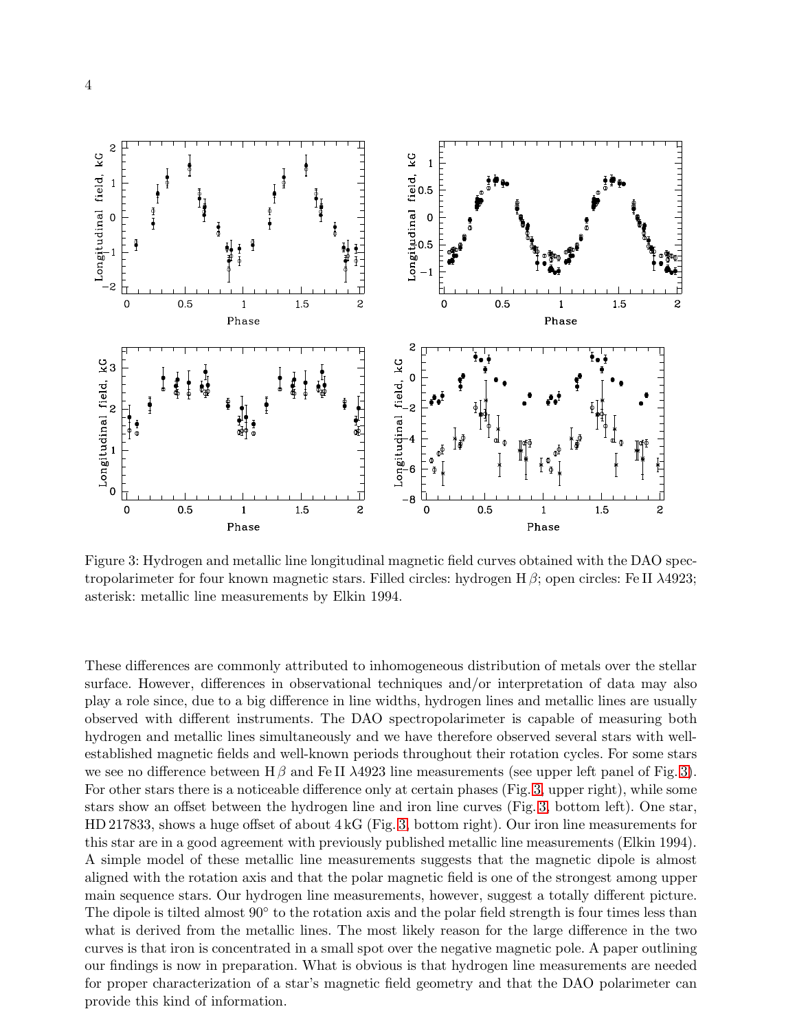Figure 3: Hydrogen and metallic line longitudinal magnetic field curves obtained with the DAO spectropolarimeter for four known magnetic stars. Filled circles: hydrogen H $\beta$; open circles: Fe II $\lambda$4923; asterisk: metallic line measurements by Elkin 1994.

These differences are commonly attributed to inhomogeneous distribution of metals over the stellar surface. However, differences in observational techniques and/or interpretation of data may also play a role since, due to a big difference in line widths, hydrogen lines and metallic lines are usually observed with different instruments. The DAO spectropolarimeter is capable of measuring both hydrogen and metallic lines simultaneously and we have therefore observed several stars with well-established magnetic fields and well-known periods throughout their rotation cycles. For some stars we see no difference between H $\beta$ and Fe II $\lambda$4923 line measurements (see upper left panel of Fig. 3). For other stars there is a noticeable difference only at certain phases (Fig. 3, upper right), while some stars show an offset between the hydrogen line and iron line curves (Fig. 3, bottom left). One star, HD 217833, shows a huge offset of about 4 kG (Fig. 3, bottom right). Our iron line measurements for this star are in a good agreement with previously published metallic line measurements (Elkin 1994). A simple model of these metallic line measurements suggests that the magnetic dipole is almost aligned with the rotation axis and that the polar magnetic field is one of the strongest among upper main sequence stars. Our hydrogen line measurements, however, suggest a totally different picture. The dipole is tilted almost 90° to the rotation axis and the polar field strength is four times less than what is derived from the metallic lines. The most likely reason for the large difference in the two curves is that iron is concentrated in a small spot over the negative magnetic pole. A paper outlining our findings is now in preparation. What is obvious is that hydrogen line measurements are needed for proper characterization of a star's magnetic field geometry and that the DAO polarimeter can provide this kind of information.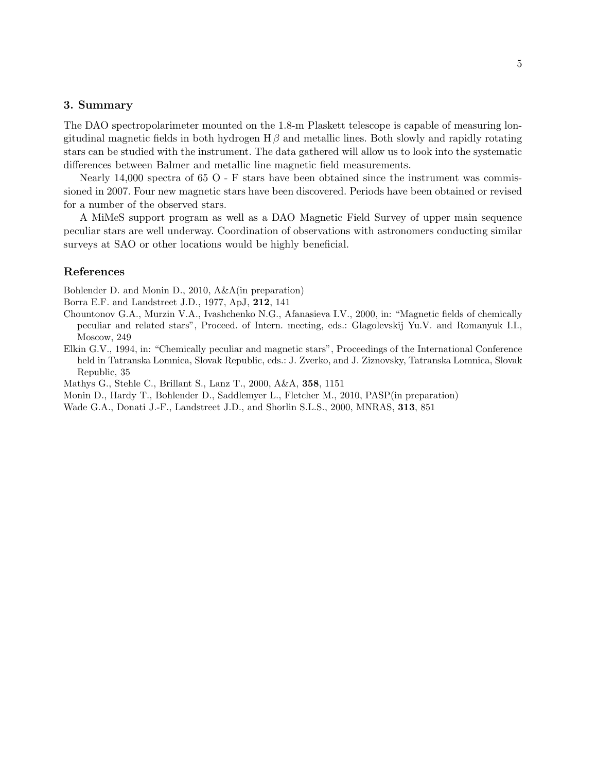## 3. Summary

The DAO spectropolarimeter mounted on the 1.8-m Plaskett telescope is capable of measuring longitudinal magnetic fields in both hydrogen H $\beta$ and metallic lines. Both slowly and rapidly rotating stars can be studied with the instrument. The data gathered will allow us to look into the systematic differences between Balmer and metallic line magnetic field measurements.

Nearly 14,000 spectra of 65 O - F stars have been obtained since the instrument was commissioned in 2007. Four new magnetic stars have been discovered. Periods have been obtained or revised for a number of the observed stars.

A MiMeS support program as well as a DAO Magnetic Field Survey of upper main sequence peculiar stars are well underway. Coordination of observations with astronomers conducting similar surveys at SAO or other locations would be highly beneficial.

## References

Bohlender D. and Monin D., 2010, A&A(in preparation)

Borra E.F. and Landstreet J.D., 1977, ApJ, **212**, 141

Chountonov G.A., Murzin V.A., Ivashchenko N.G., Afanasieva I.V., 2000, in: "Magnetic fields of chemically peculiar and related stars", Proceed. of Intern. meeting, eds.: Glagolevskij Yu.V. and Romanyuk I.I., Moscow, 249

Elkin G.V., 1994, in: "Chemically peculiar and magnetic stars", Proceedings of the International Conference held in Tatranska Lomnica, Slovak Republic, eds.: J. Zverko, and J. Ziznovsky, Tatranska Lomnica, Slovak Republic, 35

Mathys G., Stehle C., Brillant S., Lanz T., 2000, A&A, **358**, 1151

Monin D., Hardy T., Bohlender D., Saddlemyer L., Fletcher M., 2010, PASP(in preparation)

Wade G.A., Donati J.-F., Landstreet J.D., and Shorlin S.L.S., 2000, MNRAS, **313**, 851